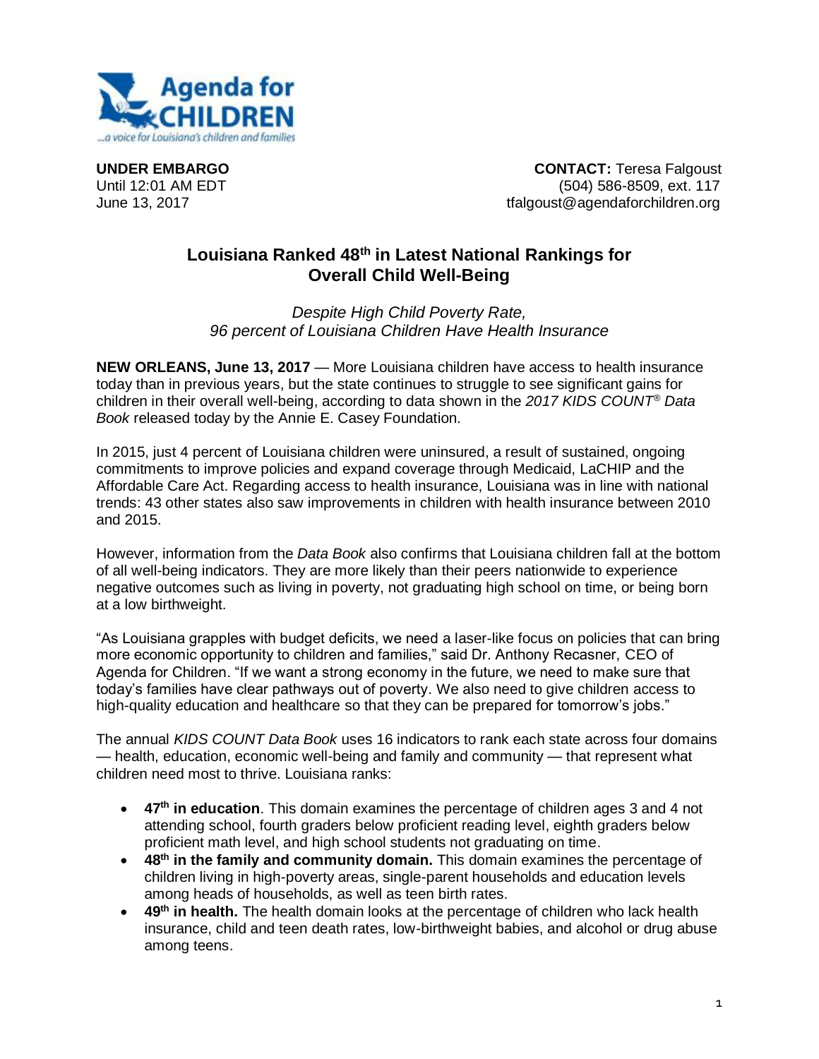**UNDER EMBARGO**
Until 12:01 AM EDT
June 13, 2017

**CONTACT:** Teresa Falgoust
(504) 586-8509, ext. 117
tfalgoust@agendaforchildren.org

# Louisiana Ranked 48th in Latest National Rankings for Overall Child Well-Being

*Despite High Child Poverty Rate,*
*96 percent of Louisiana Children Have Health Insurance*

**NEW ORLEANS, June 13, 2017** — More Louisiana children have access to health insurance today than in previous years, but the state continues to struggle to see significant gains for children in their overall well-being, according to data shown in the *2017 KIDS COUNT® Data Book* released today by the Annie E. Casey Foundation.

In 2015, just 4 percent of Louisiana children were uninsured, a result of sustained, ongoing commitments to improve policies and expand coverage through Medicaid, LaCHIP and the Affordable Care Act. Regarding access to health insurance, Louisiana was in line with national trends: 43 other states also saw improvements in children with health insurance between 2010 and 2015.

However, information from the *Data Book* also confirms that Louisiana children fall at the bottom of all well-being indicators. They are more likely than their peers nationwide to experience negative outcomes such as living in poverty, not graduating high school on time, or being born at a low birthweight.

"As Louisiana grapples with budget deficits, we need a laser-like focus on policies that can bring more economic opportunity to children and families," said Dr. Anthony Recasner, CEO of Agenda for Children. "If we want a strong economy in the future, we need to make sure that today's families have clear pathways out of poverty. We also need to give children access to high-quality education and healthcare so that they can be prepared for tomorrow's jobs."

The annual *KIDS COUNT Data Book* uses 16 indicators to rank each state across four domains — health, education, economic well-being and family and community — that represent what children need most to thrive. Louisiana ranks:

- **47th in education**. This domain examines the percentage of children ages 3 and 4 not attending school, fourth graders below proficient reading level, eighth graders below proficient math level, and high school students not graduating on time.
- **48th in the family and community domain.** This domain examines the percentage of children living in high-poverty areas, single-parent households and education levels among heads of households, as well as teen birth rates.
- **49th in health.** The health domain looks at the percentage of children who lack health insurance, child and teen death rates, low-birthweight babies, and alcohol or drug abuse among teens.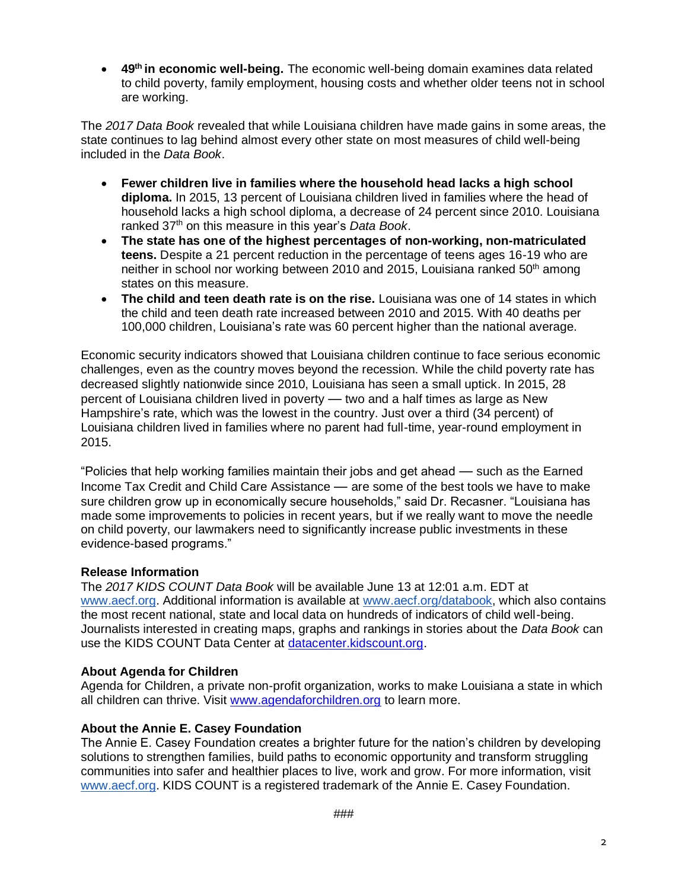- **49th in economic well-being.** The economic well-being domain examines data related to child poverty, family employment, housing costs and whether older teens not in school are working.

The *2017 Data Book* revealed that while Louisiana children have made gains in some areas, the state continues to lag behind almost every other state on most measures of child well-being included in the *Data Book*.

- **Fewer children live in families where the household head lacks a high school diploma.** In 2015, 13 percent of Louisiana children lived in families where the head of household lacks a high school diploma, a decrease of 24 percent since 2010. Louisiana ranked 37th on this measure in this year's *Data Book*.
- **The state has one of the highest percentages of non-working, non-matriculated teens.** Despite a 21 percent reduction in the percentage of teens ages 16-19 who are neither in school nor working between 2010 and 2015, Louisiana ranked 50th among states on this measure.
- **The child and teen death rate is on the rise.** Louisiana was one of 14 states in which the child and teen death rate increased between 2010 and 2015. With 40 deaths per 100,000 children, Louisiana's rate was 60 percent higher than the national average.

Economic security indicators showed that Louisiana children continue to face serious economic challenges, even as the country moves beyond the recession. While the child poverty rate has decreased slightly nationwide since 2010, Louisiana has seen a small uptick. In 2015, 28 percent of Louisiana children lived in poverty — two and a half times as large as New Hampshire's rate, which was the lowest in the country. Just over a third (34 percent) of Louisiana children lived in families where no parent had full-time, year-round employment in 2015.

"Policies that help working families maintain their jobs and get ahead — such as the Earned Income Tax Credit and Child Care Assistance — are some of the best tools we have to make sure children grow up in economically secure households," said Dr. Recasner. "Louisiana has made some improvements to policies in recent years, but if we really want to move the needle on child poverty, our lawmakers need to significantly increase public investments in these evidence-based programs."

**Release Information**

The *2017 KIDS COUNT Data Book* will be available June 13 at 12:01 a.m. EDT at www.aecf.org. Additional information is available at www.aecf.org/databook, which also contains the most recent national, state and local data on hundreds of indicators of child well-being. Journalists interested in creating maps, graphs and rankings in stories about the *Data Book* can use the KIDS COUNT Data Center at datacenter.kidscount.org.

**About Agenda for Children**

Agenda for Children, a private non-profit organization, works to make Louisiana a state in which all children can thrive. Visit www.agendaforchildren.org to learn more.

**About the Annie E. Casey Foundation**

The Annie E. Casey Foundation creates a brighter future for the nation's children by developing solutions to strengthen families, build paths to economic opportunity and transform struggling communities into safer and healthier places to live, work and grow. For more information, visit www.aecf.org. KIDS COUNT is a registered trademark of the Annie E. Casey Foundation.

###